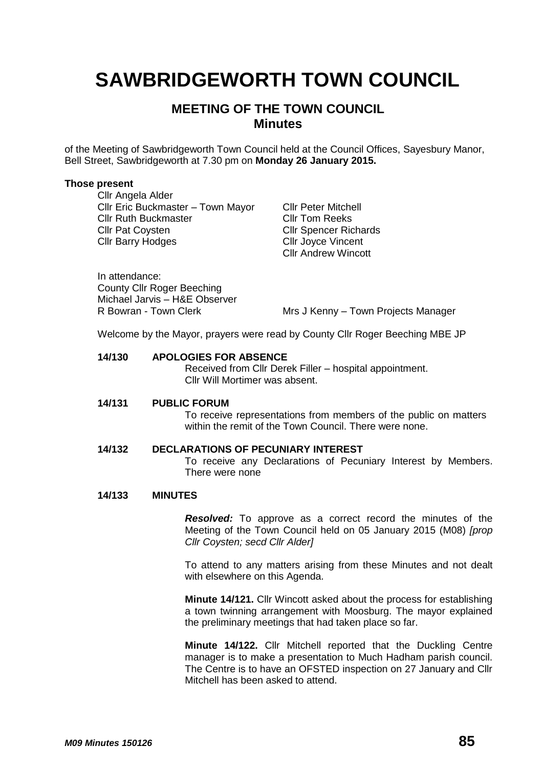# SAWBRIDGEWORTH TOWN COUNCIL

## MEETING OF THE TOWN COUNCIL
## Minutes

of the Meeting of Sawbridgeworth Town Council held at the Council Offices, Sayesbury Manor, Bell Street, Sawbridgeworth at 7.30 pm on **Monday 26 January 2015.**

**Those present**

Cllr Angela Alder
Cllr Eric Buckmaster – Town Mayor
Cllr Ruth Buckmaster
Cllr Pat Coysten
Cllr Barry Hodges
Cllr Peter Mitchell
Cllr Tom Reeks
Cllr Spencer Richards
Cllr Joyce Vincent
Cllr Andrew Wincott

In attendance:
County Cllr Roger Beeching
Michael Jarvis – H&E Observer
R Bowran - Town Clerk
Mrs J Kenny – Town Projects Manager

Welcome by the Mayor, prayers were read by County Cllr Roger Beeching MBE JP

**14/130 APOLOGIES FOR ABSENCE**

Received from Cllr Derek Filler – hospital appointment.
Cllr Will Mortimer was absent.

**14/131 PUBLIC FORUM**

To receive representations from members of the public on matters within the remit of the Town Council. There were none.

**14/132 DECLARATIONS OF PECUNIARY INTEREST**

To receive any Declarations of Pecuniary Interest by Members. There were none

**14/133 MINUTES**

***Resolved:*** To approve as a correct record the minutes of the Meeting of the Town Council held on 05 January 2015 (M08) *[prop Cllr Coysten; secd Cllr Alder]*

To attend to any matters arising from these Minutes and not dealt with elsewhere on this Agenda.

**Minute 14/121.** Cllr Wincott asked about the process for establishing a town twinning arrangement with Moosburg. The mayor explained the preliminary meetings that had taken place so far.

**Minute 14/122.** Cllr Mitchell reported that the Duckling Centre manager is to make a presentation to Much Hadham parish council. The Centre is to have an OFSTED inspection on 27 January and Cllr Mitchell has been asked to attend.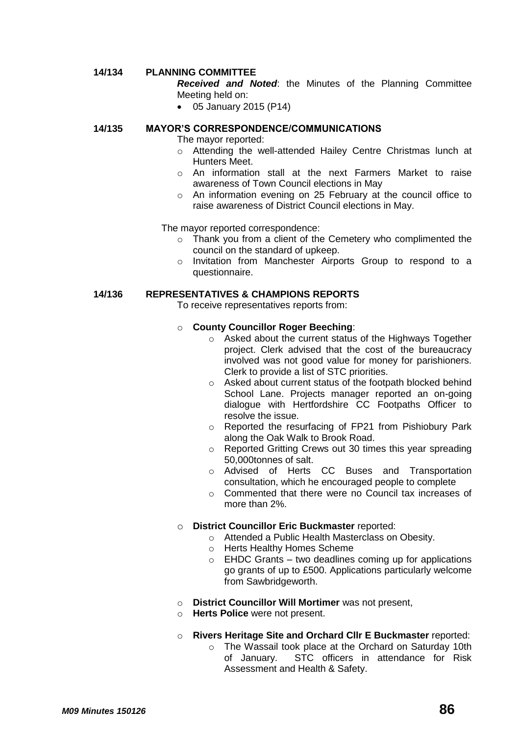**14/134 PLANNING COMMITTEE**

***Received and Noted***: the Minutes of the Planning Committee Meeting held on:

- 05 January 2015 (P14)

**14/135 MAYOR'S CORRESPONDENCE/COMMUNICATIONS**

The mayor reported:

- Attending the well-attended Hailey Centre Christmas lunch at Hunters Meet.
- An information stall at the next Farmers Market to raise awareness of Town Council elections in May
- An information evening on 25 February at the council office to raise awareness of District Council elections in May.

The mayor reported correspondence:

- Thank you from a client of the Cemetery who complimented the council on the standard of upkeep.
- Invitation from Manchester Airports Group to respond to a questionnaire.

**14/136 REPRESENTATIVES & CHAMPIONS REPORTS**

To receive representatives reports from:

- **County Councillor Roger Beeching**:
  - Asked about the current status of the Highways Together project. Clerk advised that the cost of the bureaucracy involved was not good value for money for parishioners. Clerk to provide a list of STC priorities.
  - Asked about current status of the footpath blocked behind School Lane. Projects manager reported an on-going dialogue with Hertfordshire CC Footpaths Officer to resolve the issue.
  - Reported the resurfacing of FP21 from Pishiobury Park along the Oak Walk to Brook Road.
  - Reported Gritting Crews out 30 times this year spreading 50,000tonnes of salt.
  - Advised of Herts CC Buses and Transportation consultation, which he encouraged people to complete
  - Commented that there were no Council tax increases of more than 2%.

- **District Councillor Eric Buckmaster** reported:
  - Attended a Public Health Masterclass on Obesity.
  - Herts Healthy Homes Scheme
  - EHDC Grants – two deadlines coming up for applications go grants of up to £500. Applications particularly welcome from Sawbridgeworth.

- **District Councillor Will Mortimer** was not present,
- **Herts Police** were not present.

- **Rivers Heritage Site and Orchard Cllr E Buckmaster** reported:
  - The Wassail took place at the Orchard on Saturday 10th of January. STC officers in attendance for Risk Assessment and Health & Safety.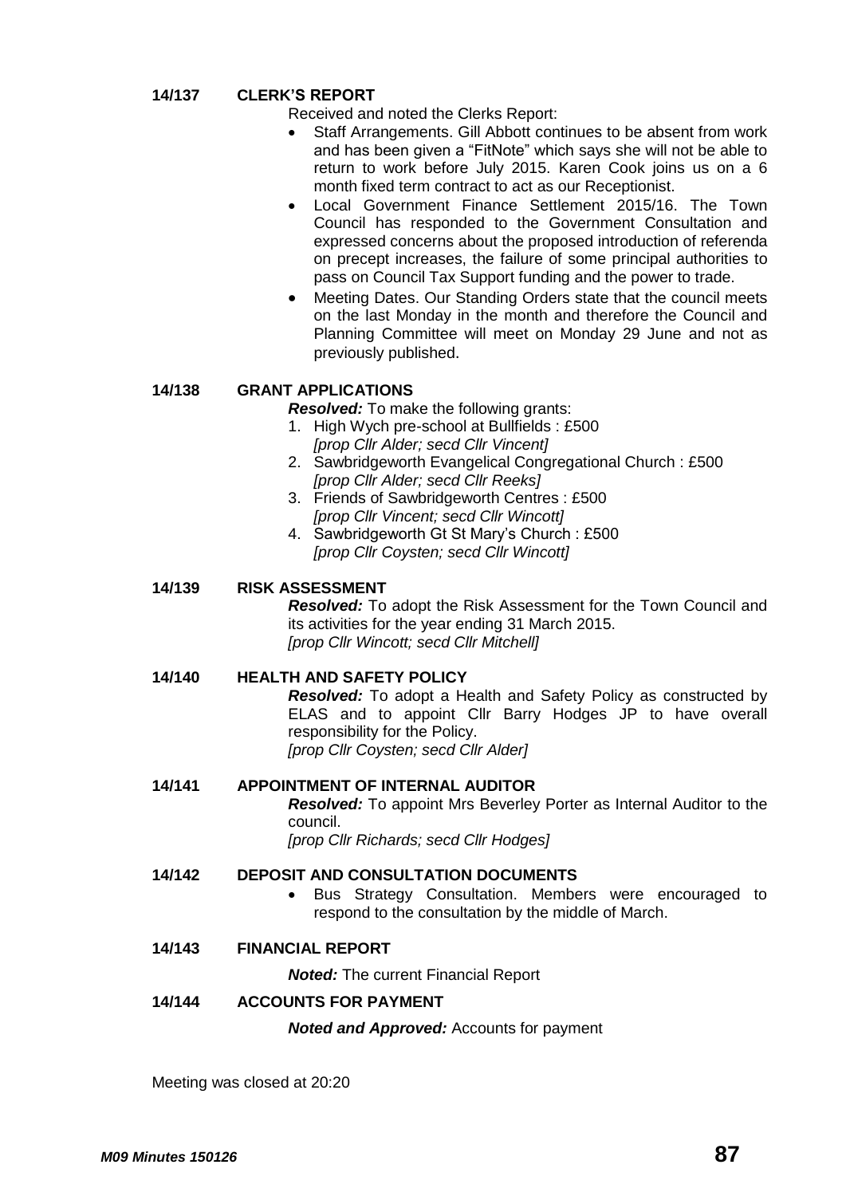## 14/137 CLERK'S REPORT

Received and noted the Clerks Report:

- Staff Arrangements. Gill Abbott continues to be absent from work and has been given a "FitNote" which says she will not be able to return to work before July 2015. Karen Cook joins us on a 6 month fixed term contract to act as our Receptionist.
- Local Government Finance Settlement 2015/16. The Town Council has responded to the Government Consultation and expressed concerns about the proposed introduction of referenda on precept increases, the failure of some principal authorities to pass on Council Tax Support funding and the power to trade.
- Meeting Dates. Our Standing Orders state that the council meets on the last Monday in the month and therefore the Council and Planning Committee will meet on Monday 29 June and not as previously published.

## 14/138 GRANT APPLICATIONS

***Resolved:*** To make the following grants:

1. High Wych pre-school at Bullfields : £500
   *[prop Cllr Alder; secd Cllr Vincent]*
2. Sawbridgeworth Evangelical Congregational Church : £500
   *[prop Cllr Alder; secd Cllr Reeks]*
3. Friends of Sawbridgeworth Centres : £500
   *[prop Cllr Vincent; secd Cllr Wincott]*
4. Sawbridgeworth Gt St Mary's Church : £500
   *[prop Cllr Coysten; secd Cllr Wincott]*

## 14/139 RISK ASSESSMENT

***Resolved:*** To adopt the Risk Assessment for the Town Council and its activities for the year ending 31 March 2015.
*[prop Cllr Wincott; secd Cllr Mitchell]*

## 14/140 HEALTH AND SAFETY POLICY

***Resolved:*** To adopt a Health and Safety Policy as constructed by ELAS and to appoint Cllr Barry Hodges JP to have overall responsibility for the Policy.
*[prop Cllr Coysten; secd Cllr Alder]*

## 14/141 APPOINTMENT OF INTERNAL AUDITOR

***Resolved:*** To appoint Mrs Beverley Porter as Internal Auditor to the council.
*[prop Cllr Richards; secd Cllr Hodges]*

## 14/142 DEPOSIT AND CONSULTATION DOCUMENTS

- Bus Strategy Consultation. Members were encouraged to respond to the consultation by the middle of March.

## 14/143 FINANCIAL REPORT

***Noted:*** The current Financial Report

## 14/144 ACCOUNTS FOR PAYMENT

***Noted and Approved:*** Accounts for payment

Meeting was closed at 20:20